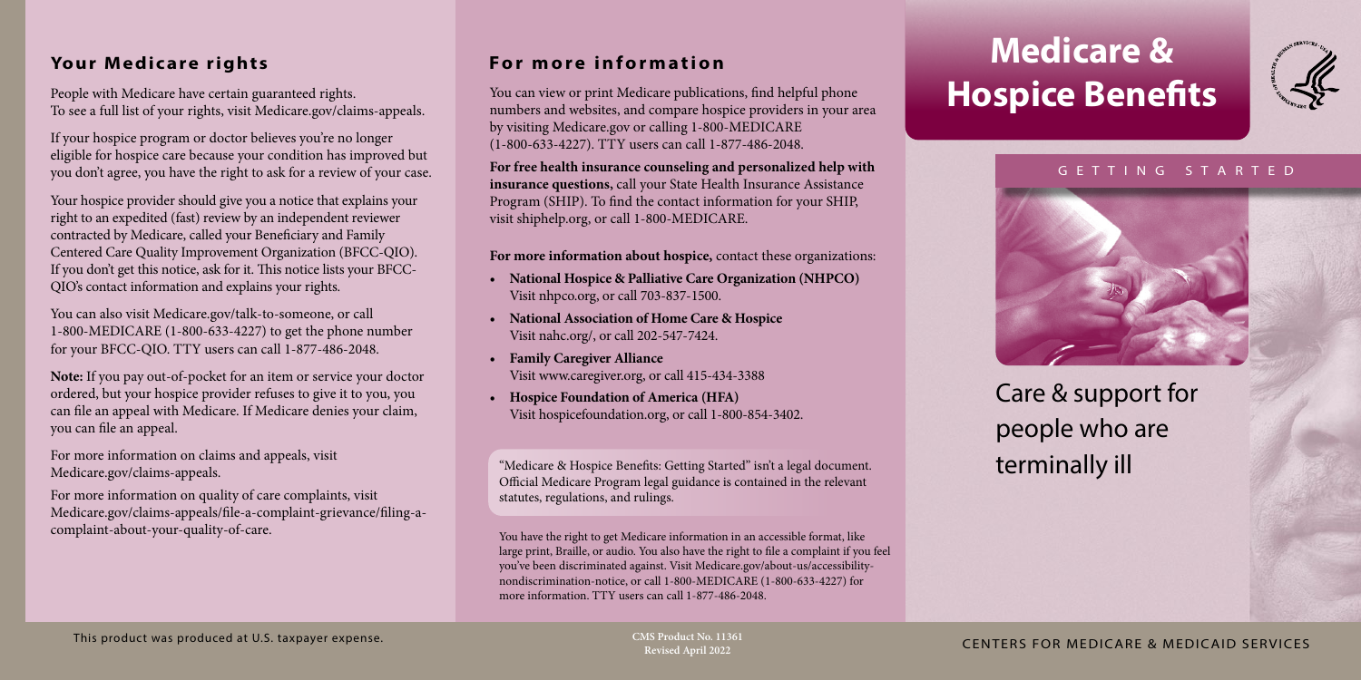## Your Medicare rights

People with Medicare have certain guaranteed rights. To see a full list of your rights, visit Medicare.gov/claims-appeals.

If your hospice program or doctor believes you're no longer eligible for hospice care because your condition has improved but you don't agree, you have the right to ask for a review of your case.

Your hospice provider should give you a notice that explains your right to an expedited (fast) review by an independent reviewer contracted by Medicare, called your Beneficiary and Family Centered Care Quality Improvement Organization (BFCC-QIO). If you don't get this notice, ask for it. This notice lists your BFCC-QIO's contact information and explains your rights.

You can also visit Medicare.gov/talk-to-someone, or call 1-800-MEDICARE (1-800-633-4227) to get the phone number for your BFCC-QIO. TTY users can call 1-877-486-2048.

**Note:** If you pay out-of-pocket for an item or service your doctor ordered, but your hospice provider refuses to give it to you, you can file an appeal with Medicare. If Medicare denies your claim, you can file an appeal.

For more information on claims and appeals, visit Medicare.gov/claims-appeals.

For more information on quality of care complaints, visit Medicare.gov/claims-appeals/file-a-complaint-grievance/filing-a-complaint-about-your-quality-of-care.

## For more information

You can view or print Medicare publications, find helpful phone numbers and websites, and compare hospice providers in your area by visiting Medicare.gov or calling 1-800-MEDICARE (1-800-633-4227). TTY users can call 1-877-486-2048.

**For free health insurance counseling and personalized help with insurance questions,** call your State Health Insurance Assistance Program (SHIP). To find the contact information for your SHIP, visit shiphelp.org, or call 1-800-MEDICARE.

**For more information about hospice,** contact these organizations:

- **National Hospice & Palliative Care Organization (NHPCO)** Visit nhpco.org, or call 703-837-1500.
- **National Association of Home Care & Hospice** Visit nahc.org/, or call 202-547-7424.
- **Family Caregiver Alliance** Visit www.caregiver.org, or call 415-434-3388
- **Hospice Foundation of America (HFA)** Visit hospicefoundation.org, or call 1-800-854-3402.

"Medicare & Hospice Benefits: Getting Started" isn't a legal document. Official Medicare Program legal guidance is contained in the relevant statutes, regulations, and rulings.

You have the right to get Medicare information in an accessible format, like large print, Braille, or audio. You also have the right to file a complaint if you feel you've been discriminated against. Visit Medicare.gov/about-us/accessibility-nondiscrimination-notice, or call 1-800-MEDICARE (1-800-633-4227) for more information. TTY users can call 1-877-486-2048.

This product was produced at U.S. taxpayer expense.

**CMS Product No. 11361**
**Revised April 2022**

# Medicare & Hospice Benefits

GETTING STARTED

Care & support for people who are terminally ill

CENTERS FOR MEDICARE & MEDICAID SERVICES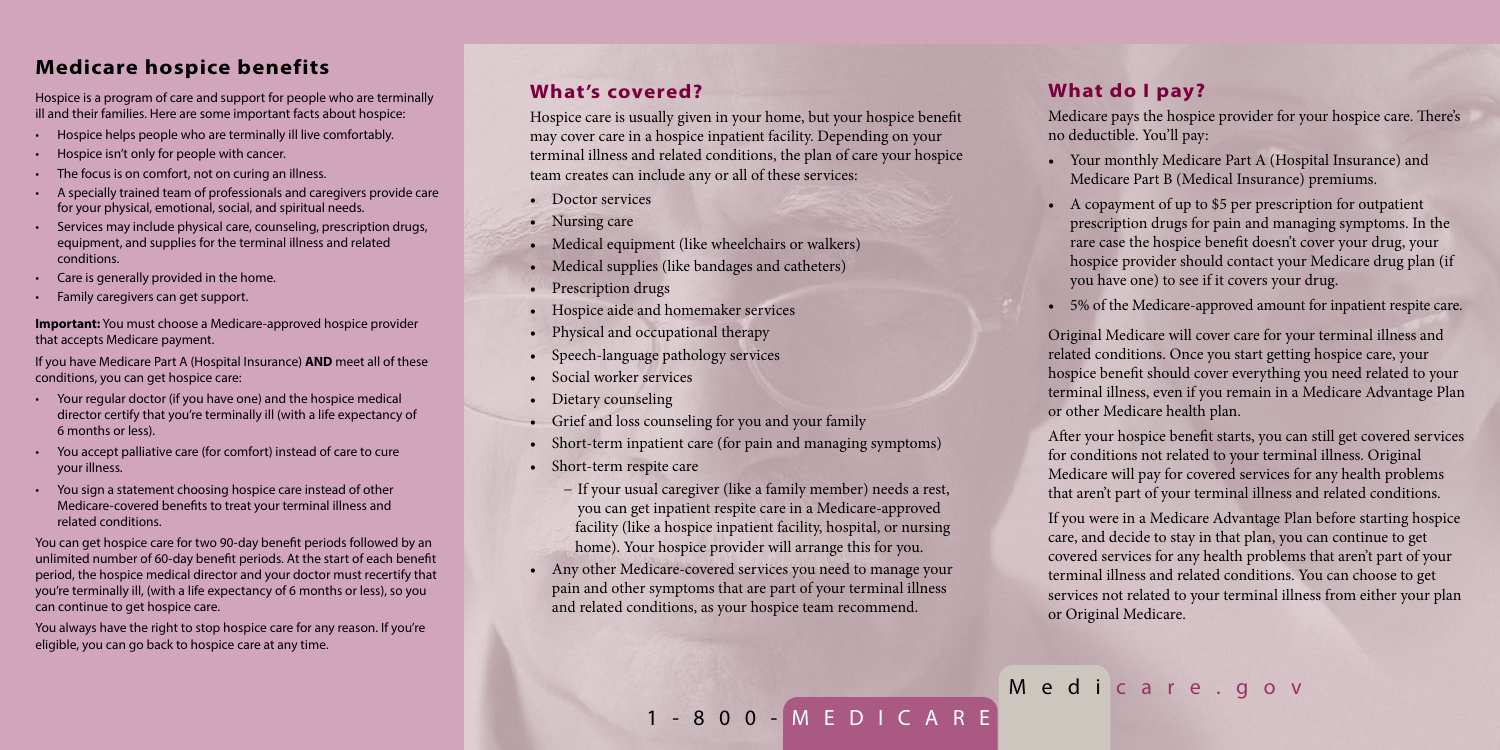## Medicare hospice benefits

Hospice is a program of care and support for people who are terminally ill and their families. Here are some important facts about hospice:

- Hospice helps people who are terminally ill live comfortably.
- Hospice isn't only for people with cancer.
- The focus is on comfort, not on curing an illness.
- A specially trained team of professionals and caregivers provide care for your physical, emotional, social, and spiritual needs.
- Services may include physical care, counseling, prescription drugs, equipment, and supplies for the terminal illness and related conditions.
- Care is generally provided in the home.
- Family caregivers can get support.

**Important:** You must choose a Medicare-approved hospice provider that accepts Medicare payment.

If you have Medicare Part A (Hospital Insurance) **AND** meet all of these conditions, you can get hospice care:

- Your regular doctor (if you have one) and the hospice medical director certify that you're terminally ill (with a life expectancy of 6 months or less).
- You accept palliative care (for comfort) instead of care to cure your illness.
- You sign a statement choosing hospice care instead of other Medicare-covered benefits to treat your terminal illness and related conditions.

You can get hospice care for two 90-day benefit periods followed by an unlimited number of 60-day benefit periods. At the start of each benefit period, the hospice medical director and your doctor must recertify that you're terminally ill, (with a life expectancy of 6 months or less), so you can continue to get hospice care.

You always have the right to stop hospice care for any reason. If you're eligible, you can go back to hospice care at any time.

### What's covered?

Hospice care is usually given in your home, but your hospice benefit may cover care in a hospice inpatient facility. Depending on your terminal illness and related conditions, the plan of care your hospice team creates can include any or all of these services:

- Doctor services
- Nursing care
- Medical equipment (like wheelchairs or walkers)
- Medical supplies (like bandages and catheters)
- Prescription drugs
- Hospice aide and homemaker services
- Physical and occupational therapy
- Speech-language pathology services
- Social worker services
- Dietary counseling
- Grief and loss counseling for you and your family
- Short-term inpatient care (for pain and managing symptoms)
- Short-term respite care
  - If your usual caregiver (like a family member) needs a rest, you can get inpatient respite care in a Medicare-approved facility (like a hospice inpatient facility, hospital, or nursing home). Your hospice provider will arrange this for you.
- Any other Medicare-covered services you need to manage your pain and other symptoms that are part of your terminal illness and related conditions, as your hospice team recommend.

### What do I pay?

Medicare pays the hospice provider for your hospice care. There's no deductible. You'll pay:

- Your monthly Medicare Part A (Hospital Insurance) and Medicare Part B (Medical Insurance) premiums.
- A copayment of up to $5 per prescription for outpatient prescription drugs for pain and managing symptoms. In the rare case the hospice benefit doesn't cover your drug, your hospice provider should contact your Medicare drug plan (if you have one) to see if it covers your drug.
- 5% of the Medicare-approved amount for inpatient respite care.

Original Medicare will cover care for your terminal illness and related conditions. Once you start getting hospice care, your hospice benefit should cover everything you need related to your terminal illness, even if you remain in a Medicare Advantage Plan or other Medicare health plan.

After your hospice benefit starts, you can still get covered services for conditions not related to your terminal illness. Original Medicare will pay for covered services for any health problems that aren't part of your terminal illness and related conditions.

If you were in a Medicare Advantage Plan before starting hospice care, and decide to stay in that plan, you can continue to get covered services for any health problems that aren't part of your terminal illness and related conditions. You can choose to get services not related to your terminal illness from either your plan or Original Medicare.

1-800-MEDICARE

Medicare.gov